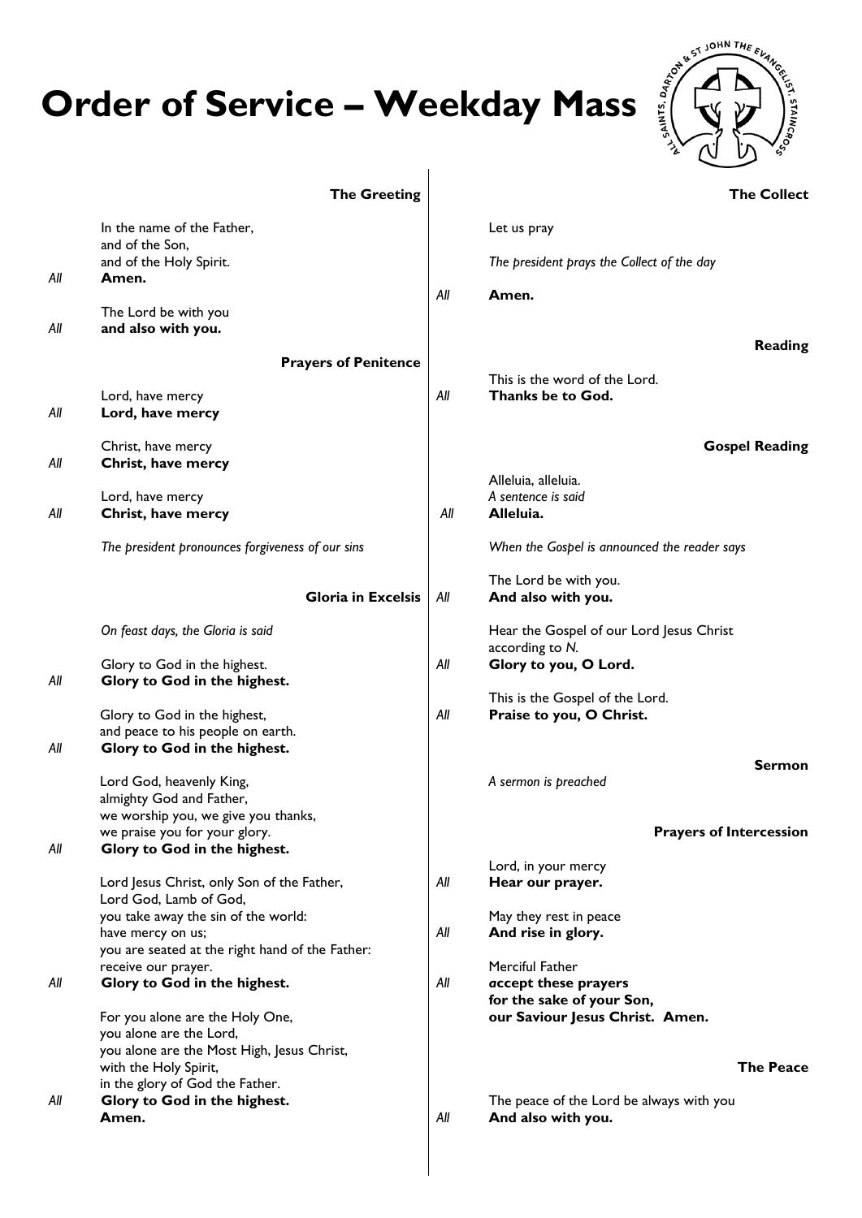# Order of Service – Weekday Mass

## The Greeting

In the name of the Father,
and of the Son,
and of the Holy Spirit.
*All* **Amen.**

The Lord be with you
*All* **and also with you.**

## Prayers of Penitence

Lord, have mercy
*All* **Lord, have mercy**

Christ, have mercy
*All* **Christ, have mercy**

Lord, have mercy
*All* **Christ, have mercy**

*The president pronounces forgiveness of our sins*

## Gloria in Excelsis

*On feast days, the Gloria is said*

Glory to God in the highest.
*All* **Glory to God in the highest.**

Glory to God in the highest,
and peace to his people on earth.
*All* **Glory to God in the highest.**

Lord God, heavenly King,
almighty God and Father,
we worship you, we give you thanks,
we praise you for your glory.
*All* **Glory to God in the highest.**

Lord Jesus Christ, only Son of the Father,
Lord God, Lamb of God,
you take away the sin of the world:
have mercy on us;
you are seated at the right hand of the Father:
receive our prayer.
*All* **Glory to God in the highest.**

For you alone are the Holy One,
you alone are the Lord,
you alone are the Most High, Jesus Christ,
with the Holy Spirit,
in the glory of God the Father.
*All* **Glory to God in the highest.**
**Amen.**

## The Collect

Let us pray

*The president prays the Collect of the day*

*All* **Amen.**

## Reading

This is the word of the Lord.
*All* **Thanks be to God.**

## Gospel Reading

Alleluia, alleluia.
*A sentence is said*
*All* **Alleluia.**

*When the Gospel is announced the reader says*

The Lord be with you.
*All* **And also with you.**

Hear the Gospel of our Lord Jesus Christ
according to *N.*
*All* **Glory to you, O Lord.**

This is the Gospel of the Lord.
*All* **Praise to you, O Christ.**

## Sermon

*A sermon is preached*

## Prayers of Intercession

Lord, in your mercy
*All* **Hear our prayer.**

May they rest in peace
*All* **And rise in glory.**

Merciful Father
*All* ***a*ccept these prayers**
**for the sake of your Son,**
**our Saviour Jesus Christ. Amen.**

## The Peace

The peace of the Lord be always with you
*All* **And also with you.**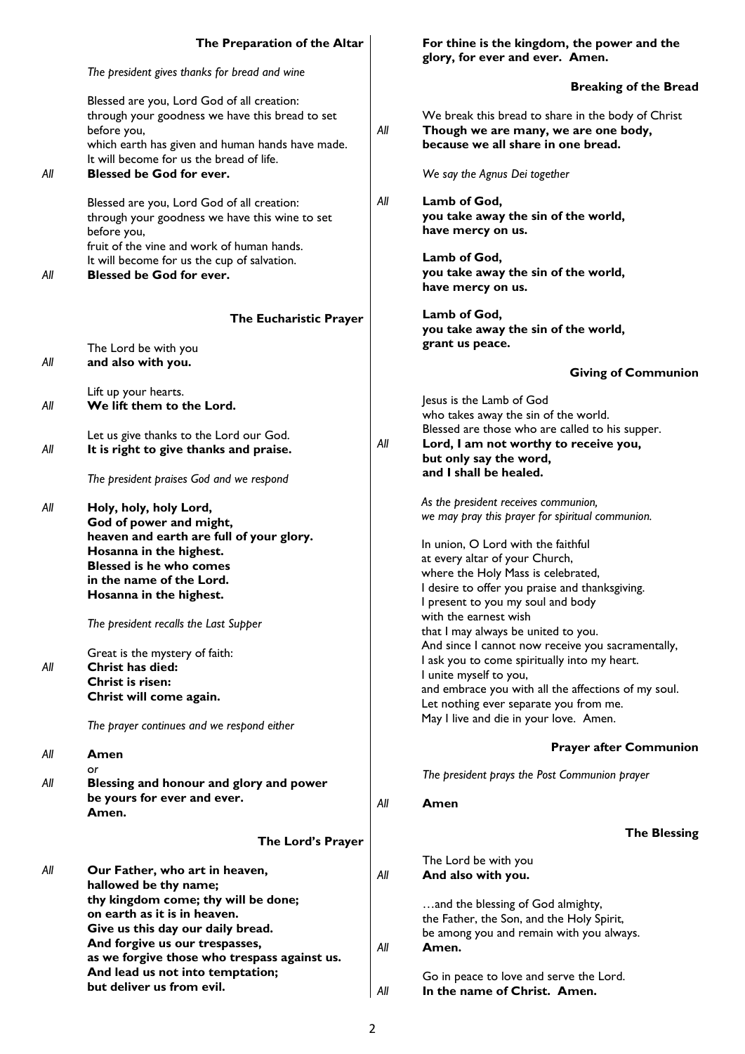### The Preparation of the Altar

*The president gives thanks for bread and wine*

Blessed are you, Lord God of all creation:
through your goodness we have this bread to set before you,
which earth has given and human hands have made.
It will become for us the bread of life.

*All* **Blessed be God for ever.**

Blessed are you, Lord God of all creation:
through your goodness we have this wine to set before you,
fruit of the vine and work of human hands.
It will become for us the cup of salvation.

*All* **Blessed be God for ever.**

### The Eucharistic Prayer

The Lord be with you

*All* **and also with you.**

Lift up your hearts.

*All* **We lift them to the Lord.**

Let us give thanks to the Lord our God.

*All* **It is right to give thanks and praise.**

*The president praises God and we respond*

*All* **Holy, holy, holy Lord,
God of power and might,
heaven and earth are full of your glory.
Hosanna in the highest.
Blessed is he who comes
in the name of the Lord.
Hosanna in the highest.**

*The president recalls the Last Supper*

Great is the mystery of faith:

*All* **Christ has died:
Christ is risen:
Christ will come again.**

*The prayer continues and we respond either*

*All* **Amen**

*or*

*All* **Blessing and honour and glory and power
be yours for ever and ever.
Amen.**

### The Lord's Prayer

*All* **Our Father, who art in heaven,
hallowed be thy name;
thy kingdom come; thy will be done;
on earth as it is in heaven.
Give us this day our daily bread.
And forgive us our trespasses,
as we forgive those who trespass against us.
And lead us not into temptation;
but deliver us from evil.
For thine is the kingdom, the power and the glory, for ever and ever. Amen.**

### Breaking of the Bread

We break this bread to share in the body of Christ

*All* **Though we are many, we are one body,
because we all share in one bread.**

*We say the Agnus Dei together*

*All* **Lamb of God,
you take away the sin of the world,
have mercy on us.**

**Lamb of God,
you take away the sin of the world,
have mercy on us.**

**Lamb of God,
you take away the sin of the world,
grant us peace.**

### Giving of Communion

Jesus is the Lamb of God
who takes away the sin of the world.
Blessed are those who are called to his supper.

*All* **Lord, I am not worthy to receive you,
but only say the word,
and I shall be healed.**

*As the president receives communion,
we may pray this prayer for spiritual communion.*

In union, O Lord with the faithful
at every altar of your Church,
where the Holy Mass is celebrated,
I desire to offer you praise and thanksgiving.
I present to you my soul and body
with the earnest wish
that I may always be united to you.
And since I cannot now receive you sacramentally,
I ask you to come spiritually into my heart.
I unite myself to you,
and embrace you with all the affections of my soul.
Let nothing ever separate you from me.
May I live and die in your love. Amen.

### Prayer after Communion

*The president prays the Post Communion prayer*

*All* **Amen**

### The Blessing

The Lord be with you

*All* **And also with you.**

…and the blessing of God almighty,
the Father, the Son, and the Holy Spirit,
be among you and remain with you always.

*All* **Amen.**

Go in peace to love and serve the Lord.

*All* **In the name of Christ. Amen.**